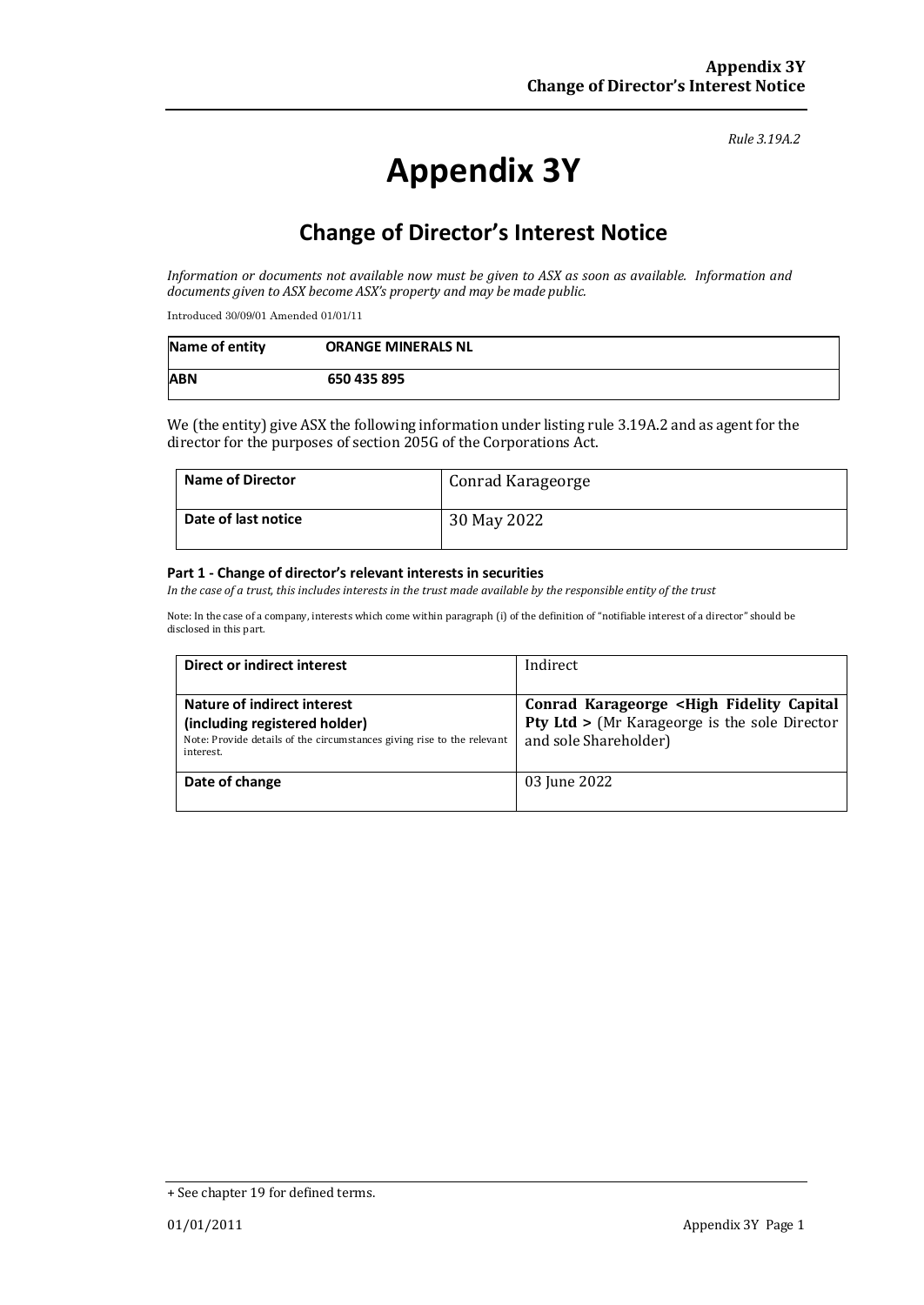*Rule 3.19A.2*

# Appendix 3Y

## Change of Director's Interest Notice

*Information or documents not available now must be given to ASX as soon as available. Information and documents given to ASX become ASX's property and may be made public.*

Introduced 30/09/01 Amended 01/01/11

| Name of entity | ORANGE MINERALS NL |
|---|---|
| **ABN** | **650 435 895** |

We (the entity) give ASX the following information under listing rule 3.19A.2 and as agent for the director for the purposes of section 205G of the Corporations Act.

| Name of Director | Conrad Karageorge |
|---|---|
| **Date of last notice** | 30 May 2022 |

#### Part 1 - Change of director's relevant interests in securities

*In the case of a trust, this includes interests in the trust made available by the responsible entity of the trust*

Note: In the case of a company, interests which come within paragraph (i) of the definition of "notifiable interest of a director" should be disclosed in this part.

| Direct or indirect interest | Indirect |
|---|---|
| **Nature of indirect interest (including registered holder)** Note: Provide details of the circumstances giving rise to the relevant interest. | **Conrad Karageorge <High Fidelity Capital Pty Ltd >** (Mr Karageorge is the sole Director and sole Shareholder) |
| **Date of change** | 03 June 2022 |

+ See chapter 19 for defined terms.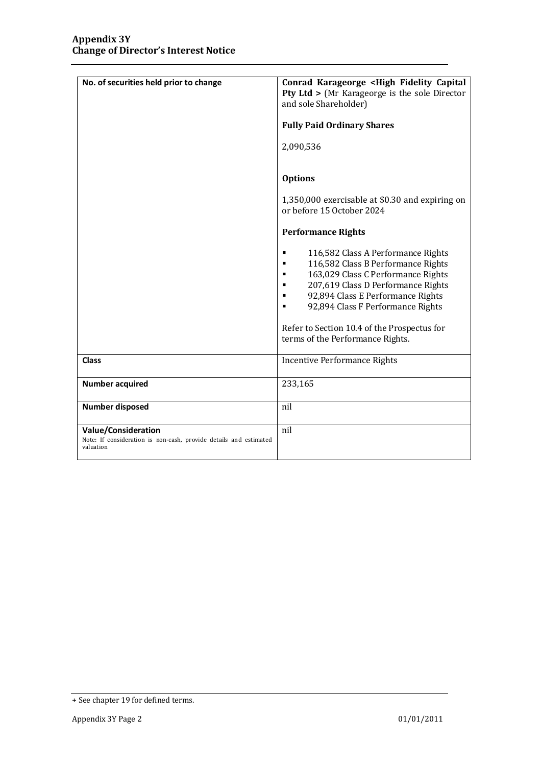| | |
|---|---|
| **No. of securities held prior to change** | **Conrad Karageorge <High Fidelity Capital Pty Ltd >** (Mr Karageorge is the sole Director and sole Shareholder)<br><br>**Fully Paid Ordinary Shares**<br><br>2,090,536<br><br>**Options**<br><br>1,350,000 exercisable at $0.30 and expiring on or before 15 October 2024<br><br>**Performance Rights**<br><br>▪ 116,582 Class A Performance Rights<br>▪ 116,582 Class B Performance Rights<br>▪ 163,029 Class C Performance Rights<br>▪ 207,619 Class D Performance Rights<br>▪ 92,894 Class E Performance Rights<br>▪ 92,894 Class F Performance Rights<br><br>Refer to Section 10.4 of the Prospectus for terms of the Performance Rights. |
| **Class** | Incentive Performance Rights |
| **Number acquired** | 233,165 |
| **Number disposed** | nil |
| **Value/Consideration**<br>Note: If consideration is non-cash, provide details and estimated valuation | nil |

+ See chapter 19 for defined terms.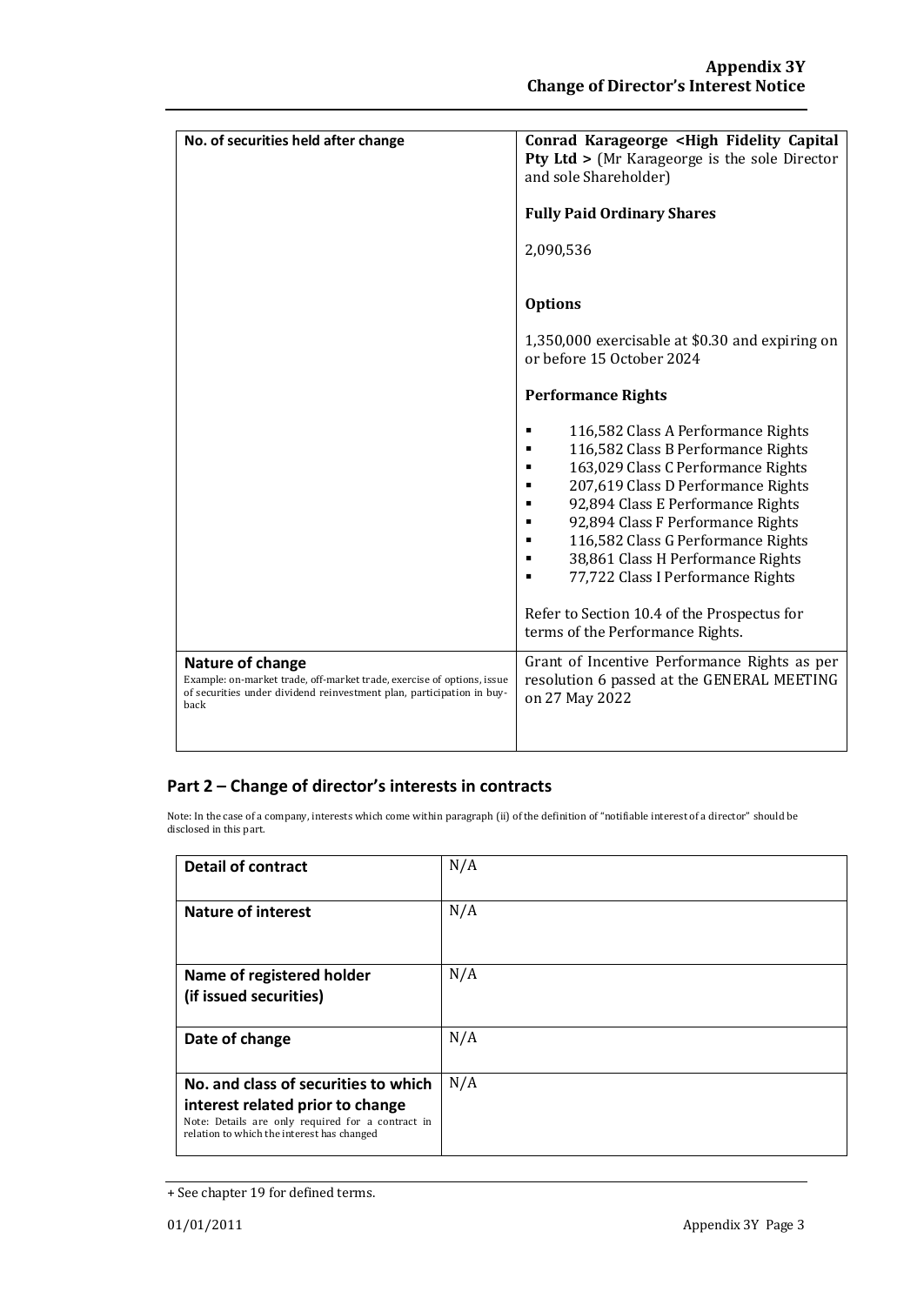| No. of securities held after change | **Conrad Karageorge <High Fidelity Capital Pty Ltd >** (Mr Karageorge is the sole Director and sole Shareholder)<br><br>**Fully Paid Ordinary Shares**<br><br>2,090,536<br><br>**Options**<br><br>1,350,000 exercisable at $0.30 and expiring on or before 15 October 2024<br><br>**Performance Rights**<br><br>▪ 116,582 Class A Performance Rights<br>▪ 116,582 Class B Performance Rights<br>▪ 163,029 Class C Performance Rights<br>▪ 207,619 Class D Performance Rights<br>▪ 92,894 Class E Performance Rights<br>▪ 92,894 Class F Performance Rights<br>▪ 116,582 Class G Performance Rights<br>▪ 38,861 Class H Performance Rights<br>▪ 77,722 Class I Performance Rights<br><br>Refer to Section 10.4 of the Prospectus for terms of the Performance Rights. |
|---|---|
| **Nature of change**<br>Example: on-market trade, off-market trade, exercise of options, issue of securities under dividend reinvestment plan, participation in buy-back | Grant of Incentive Performance Rights as per resolution 6 passed at the GENERAL MEETING on 27 May 2022 |

## Part 2 – Change of director's interests in contracts

Note: In the case of a company, interests which come within paragraph (ii) of the definition of "notifiable interest of a director" should be disclosed in this part.

| **Detail of contract** | N/A |
|---|---|
| **Nature of interest** | N/A |
| **Name of registered holder (if issued securities)** | N/A |
| **Date of change** | N/A |
| **No. and class of securities to which interest related prior to change**<br>Note: Details are only required for a contract in relation to which the interest has changed | N/A |

+ See chapter 19 for defined terms.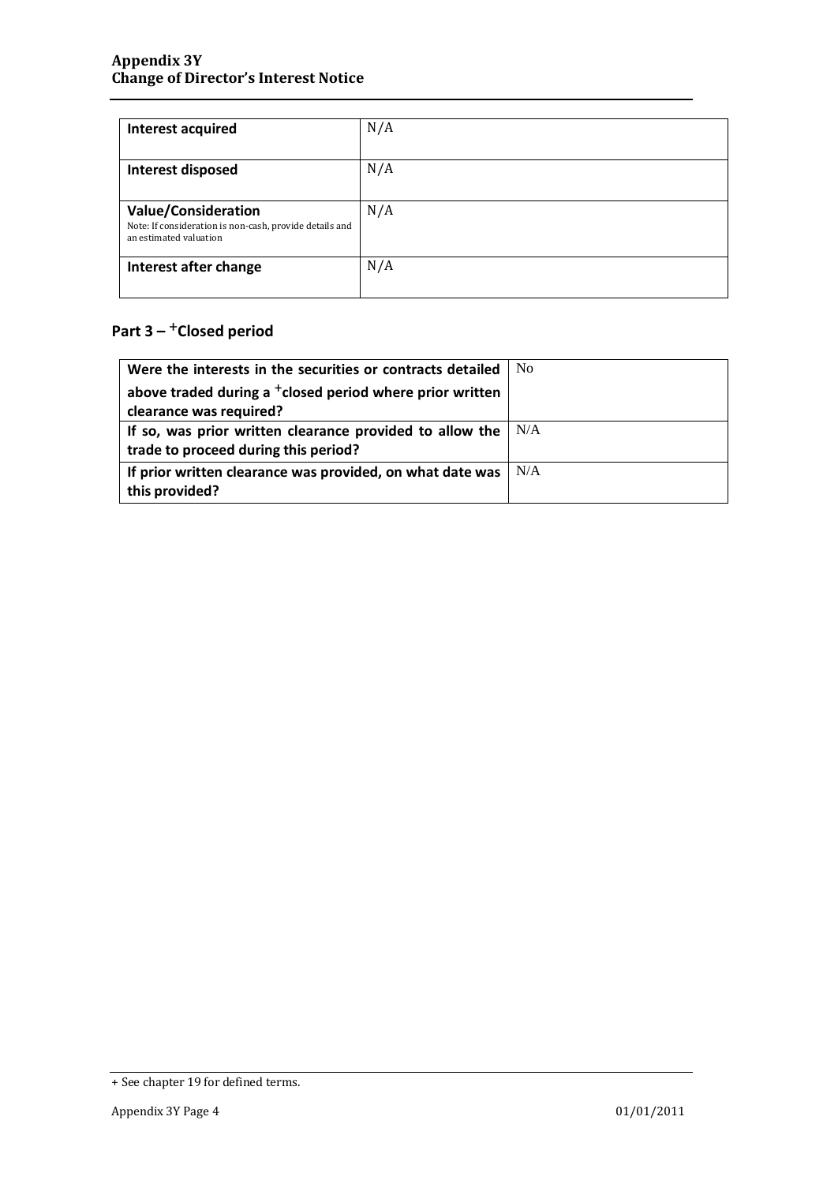| | |
|---|---|
| **Interest acquired** | N/A |
| **Interest disposed** | N/A |
| **Value/Consideration**<br>Note: If consideration is non-cash, provide details and an estimated valuation | N/A |
| **Interest after change** | N/A |

## Part 3 – +Closed period

| | |
|---|---|
| **Were the interests in the securities or contracts detailed above traded during a +closed period where prior written clearance was required?** | No |
| **If so, was prior written clearance provided to allow the trade to proceed during this period?** | N/A |
| **If prior written clearance was provided, on what date was this provided?** | N/A |

+ See chapter 19 for defined terms.